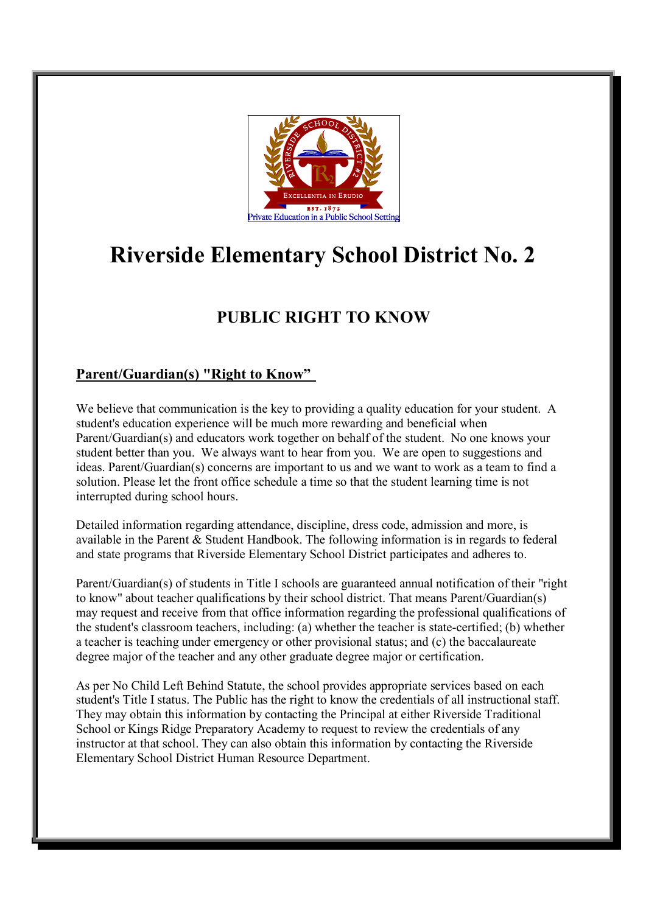# Riverside Elementary School District No. 2

## PUBLIC RIGHT TO KNOW

### Parent/Guardian(s) "Right to Know"

We believe that communication is the key to providing a quality education for your student. A student's education experience will be much more rewarding and beneficial when Parent/Guardian(s) and educators work together on behalf of the student. No one knows your student better than you. We always want to hear from you. We are open to suggestions and ideas. Parent/Guardian(s) concerns are important to us and we want to work as a team to find a solution. Please let the front office schedule a time so that the student learning time is not interrupted during school hours.

Detailed information regarding attendance, discipline, dress code, admission and more, is available in the Parent & Student Handbook. The following information is in regards to federal and state programs that Riverside Elementary School District participates and adheres to.

Parent/Guardian(s) of students in Title I schools are guaranteed annual notification of their "right to know" about teacher qualifications by their school district. That means Parent/Guardian(s) may request and receive from that office information regarding the professional qualifications of the student's classroom teachers, including: (a) whether the teacher is state-certified; (b) whether a teacher is teaching under emergency or other provisional status; and (c) the baccalaureate degree major of the teacher and any other graduate degree major or certification.

As per No Child Left Behind Statute, the school provides appropriate services based on each student's Title I status. The Public has the right to know the credentials of all instructional staff. They may obtain this information by contacting the Principal at either Riverside Traditional School or Kings Ridge Preparatory Academy to request to review the credentials of any instructor at that school. They can also obtain this information by contacting the Riverside Elementary School District Human Resource Department.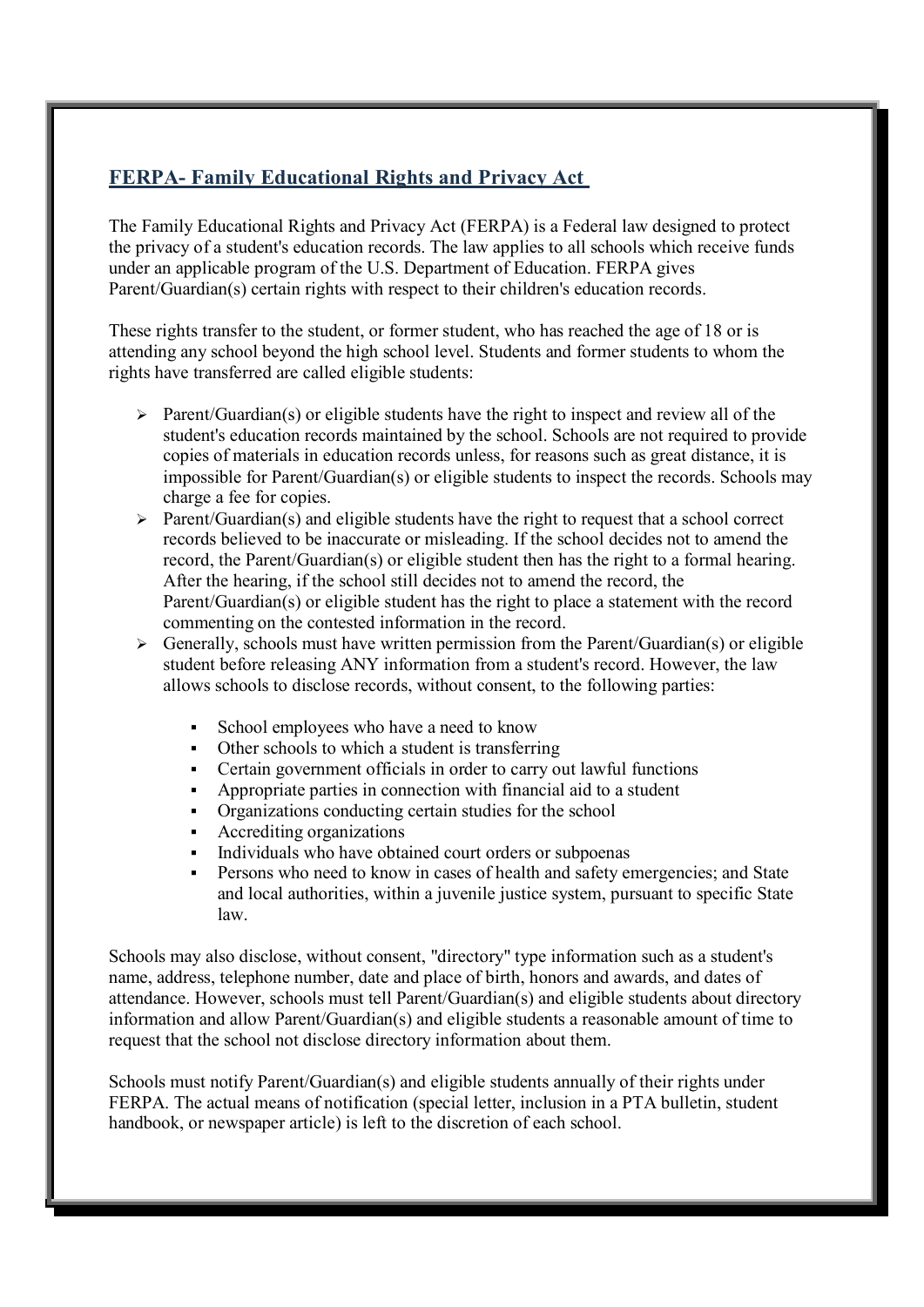## FERPA- Family Educational Rights and Privacy Act

The Family Educational Rights and Privacy Act (FERPA) is a Federal law designed to protect the privacy of a student's education records. The law applies to all schools which receive funds under an applicable program of the U.S. Department of Education. FERPA gives Parent/Guardian(s) certain rights with respect to their children's education records.

These rights transfer to the student, or former student, who has reached the age of 18 or is attending any school beyond the high school level. Students and former students to whom the rights have transferred are called eligible students:

- Parent/Guardian(s) or eligible students have the right to inspect and review all of the student's education records maintained by the school. Schools are not required to provide copies of materials in education records unless, for reasons such as great distance, it is impossible for Parent/Guardian(s) or eligible students to inspect the records. Schools may charge a fee for copies.
- Parent/Guardian(s) and eligible students have the right to request that a school correct records believed to be inaccurate or misleading. If the school decides not to amend the record, the Parent/Guardian(s) or eligible student then has the right to a formal hearing. After the hearing, if the school still decides not to amend the record, the Parent/Guardian(s) or eligible student has the right to place a statement with the record commenting on the contested information in the record.
- Generally, schools must have written permission from the Parent/Guardian(s) or eligible student before releasing ANY information from a student's record. However, the law allows schools to disclose records, without consent, to the following parties:
  - School employees who have a need to know
  - Other schools to which a student is transferring
  - Certain government officials in order to carry out lawful functions
  - Appropriate parties in connection with financial aid to a student
  - Organizations conducting certain studies for the school
  - Accrediting organizations
  - Individuals who have obtained court orders or subpoenas
  - Persons who need to know in cases of health and safety emergencies; and State and local authorities, within a juvenile justice system, pursuant to specific State law.

Schools may also disclose, without consent, "directory" type information such as a student's name, address, telephone number, date and place of birth, honors and awards, and dates of attendance. However, schools must tell Parent/Guardian(s) and eligible students about directory information and allow Parent/Guardian(s) and eligible students a reasonable amount of time to request that the school not disclose directory information about them.

Schools must notify Parent/Guardian(s) and eligible students annually of their rights under FERPA. The actual means of notification (special letter, inclusion in a PTA bulletin, student handbook, or newspaper article) is left to the discretion of each school.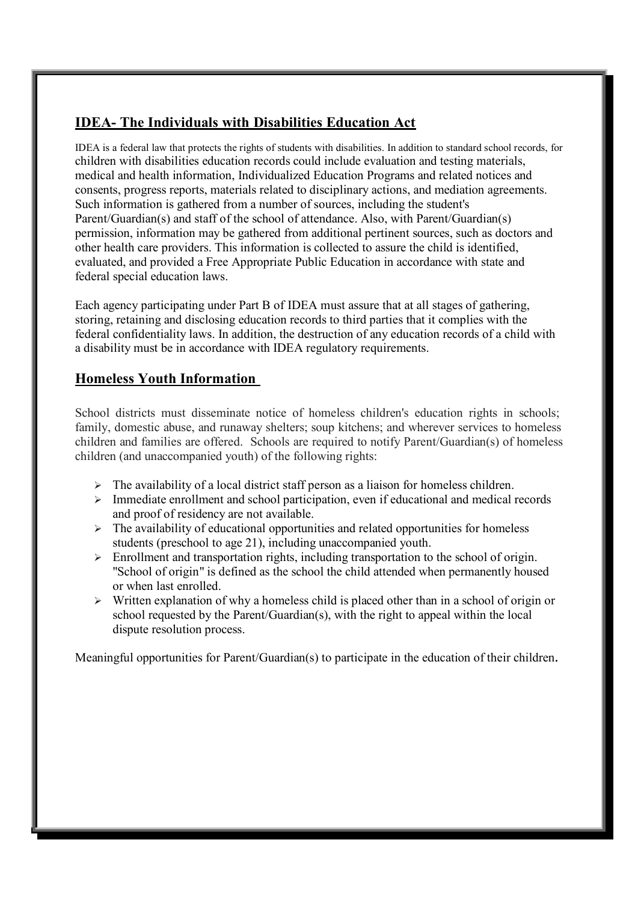## IDEA- The Individuals with Disabilities Education Act

IDEA is a federal law that protects the rights of students with disabilities. In addition to standard school records, for children with disabilities education records could include evaluation and testing materials, medical and health information, Individualized Education Programs and related notices and consents, progress reports, materials related to disciplinary actions, and mediation agreements. Such information is gathered from a number of sources, including the student's Parent/Guardian(s) and staff of the school of attendance. Also, with Parent/Guardian(s) permission, information may be gathered from additional pertinent sources, such as doctors and other health care providers. This information is collected to assure the child is identified, evaluated, and provided a Free Appropriate Public Education in accordance with state and federal special education laws.

Each agency participating under Part B of IDEA must assure that at all stages of gathering, storing, retaining and disclosing education records to third parties that it complies with the federal confidentiality laws. In addition, the destruction of any education records of a child with a disability must be in accordance with IDEA regulatory requirements.

## Homeless Youth Information

School districts must disseminate notice of homeless children's education rights in schools; family, domestic abuse, and runaway shelters; soup kitchens; and wherever services to homeless children and families are offered. Schools are required to notify Parent/Guardian(s) of homeless children (and unaccompanied youth) of the following rights:

- The availability of a local district staff person as a liaison for homeless children.
- Immediate enrollment and school participation, even if educational and medical records and proof of residency are not available.
- The availability of educational opportunities and related opportunities for homeless students (preschool to age 21), including unaccompanied youth.
- Enrollment and transportation rights, including transportation to the school of origin. "School of origin" is defined as the school the child attended when permanently housed or when last enrolled.
- Written explanation of why a homeless child is placed other than in a school of origin or school requested by the Parent/Guardian(s), with the right to appeal within the local dispute resolution process.

Meaningful opportunities for Parent/Guardian(s) to participate in the education of their children.